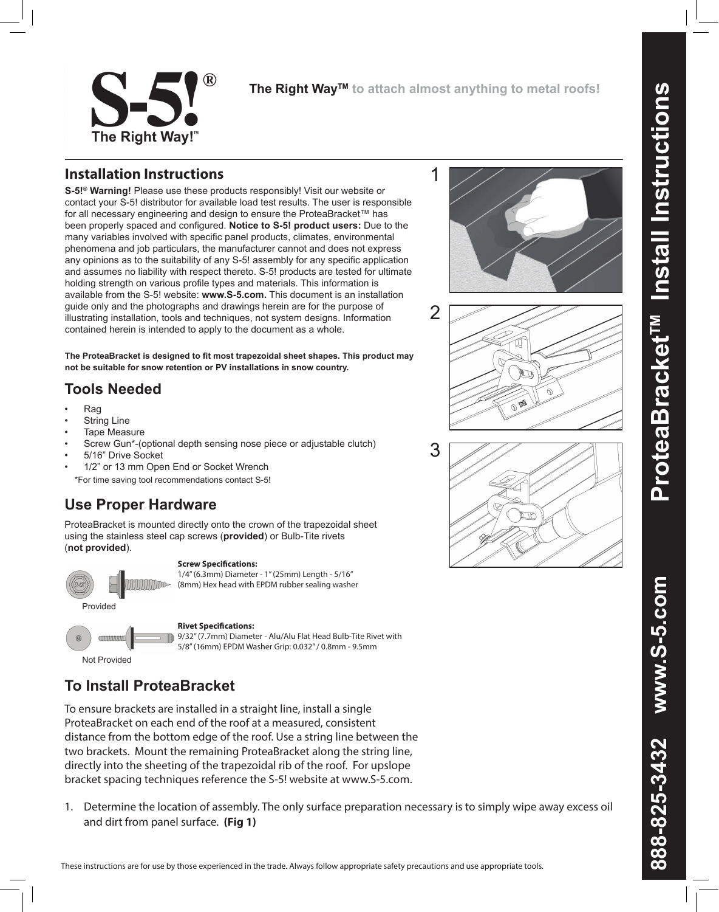**S-5!®**
**The Right Way!™**

**The Right Way™** to attach almost anything to metal roofs!

# ProteaBracket™ Install Instructions

**888-825-3432 www.S-5.com**

## Installation Instructions

**S-5!® Warning!** Please use these products responsibly! Visit our website or contact your S-5! distributor for available load test results. The user is responsible for all necessary engineering and design to ensure the ProteaBracket™ has been properly spaced and configured. **Notice to S-5! product users:** Due to the many variables involved with specific panel products, climates, environmental phenomena and job particulars, the manufacturer cannot and does not express any opinions as to the suitability of any S-5! assembly for any specific application and assumes no liability with respect thereto. S-5! products are tested for ultimate holding strength on various profile types and materials. This information is available from the S-5! website: **www.S-5.com.** This document is an installation guide only and the photographs and drawings herein are for the purpose of illustrating installation, tools and techniques, not system designs. Information contained herein is intended to apply to the document as a whole.

**The ProteaBracket is designed to fit most trapezoidal sheet shapes. This product may not be suitable for snow retention or PV installations in snow country.**

## Tools Needed

- Rag
- String Line
- Tape Measure
- Screw Gun*-(optional depth sensing nose piece or adjustable clutch)
- 5/16” Drive Socket
- 1/2” or 13 mm Open End or Socket Wrench

*For time saving tool recommendations contact S-5!

## Use Proper Hardware

ProteaBracket is mounted directly onto the crown of the trapezoidal sheet using the stainless steel cap screws (**provided**) or Bulb-Tite rivets (**not provided**).

**Screw Specifications:**
1/4” (6.3mm) Diameter - 1” (25mm) Length - 5/16” (8mm) Hex head with EPDM rubber sealing washer

Provided

**Rivet Specifications:**
9/32” (7.7mm) Diameter - Alu/Alu Flat Head Bulb-Tite Rivet with 5/8” (16mm) EPDM Washer Grip: 0.032” / 0.8mm - 9.5mm

Not Provided

## To Install ProteaBracket

To ensure brackets are installed in a straight line, install a single ProteaBracket on each end of the roof at a measured, consistent distance from the bottom edge of the roof. Use a string line between the two brackets. Mount the remaining ProteaBracket along the string line, directly into the sheeting of the trapezoidal rib of the roof. For upslope bracket spacing techniques reference the S-5! website at www.S-5.com.

1. Determine the location of assembly. The only surface preparation necessary is to simply wipe away excess oil and dirt from panel surface. **(Fig 1)**

1

2

3

These instructions are for use by those experienced in the trade. Always follow appropriate safety precautions and use appropriate tools.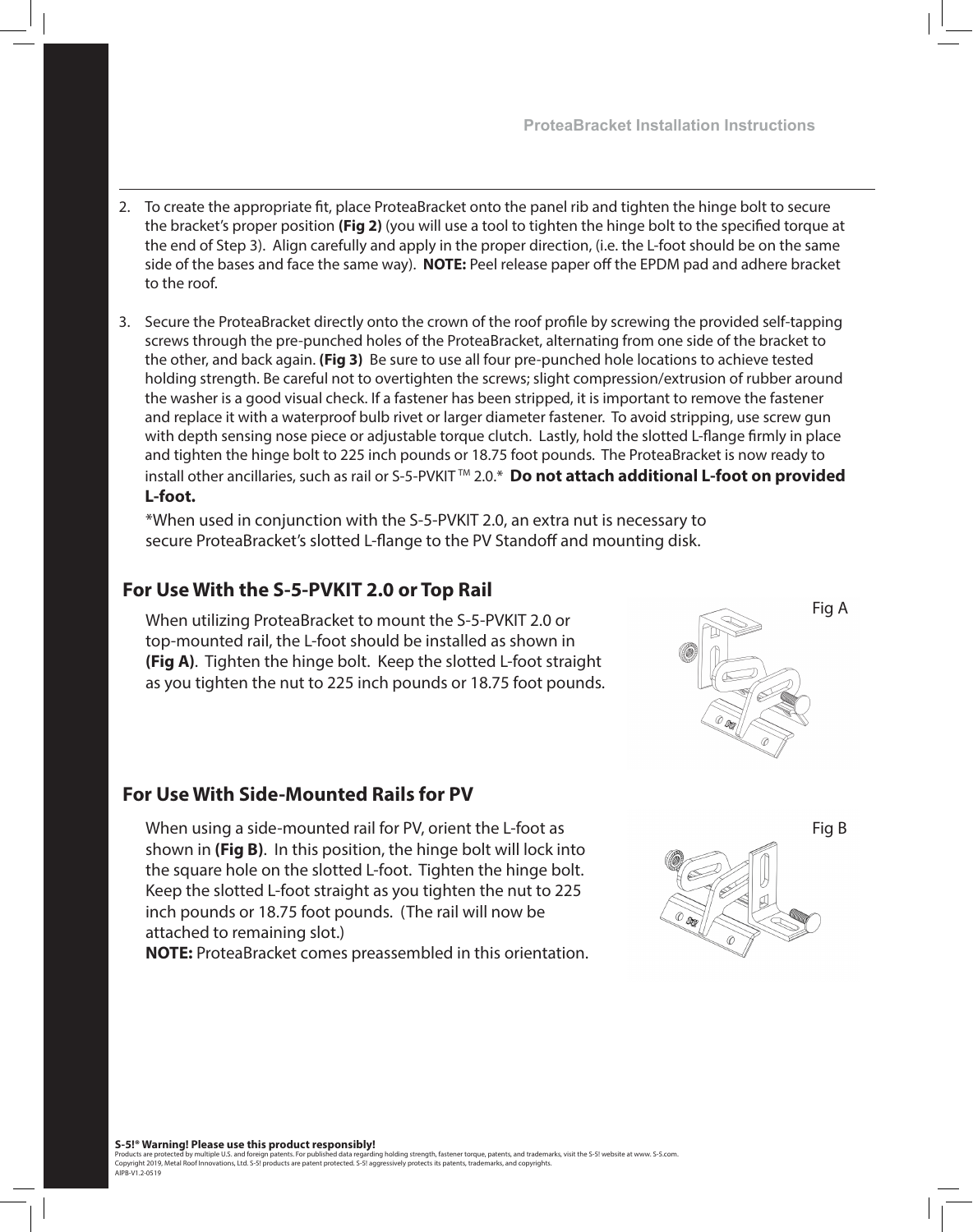2. To create the appropriate fit, place ProteaBracket onto the panel rib and tighten the hinge bolt to secure the bracket's proper position **(Fig 2)** (you will use a tool to tighten the hinge bolt to the specified torque at the end of Step 3). Align carefully and apply in the proper direction, (i.e. the L-foot should be on the same side of the bases and face the same way). **NOTE:** Peel release paper off the EPDM pad and adhere bracket to the roof.

3. Secure the ProteaBracket directly onto the crown of the roof profile by screwing the provided self-tapping screws through the pre-punched holes of the ProteaBracket, alternating from one side of the bracket to the other, and back again. **(Fig 3)** Be sure to use all four pre-punched hole locations to achieve tested holding strength. Be careful not to overtighten the screws; slight compression/extrusion of rubber around the washer is a good visual check. If a fastener has been stripped, it is important to remove the fastener and replace it with a waterproof bulb rivet or larger diameter fastener. To avoid stripping, use screw gun with depth sensing nose piece or adjustable torque clutch. Lastly, hold the slotted L-flange firmly in place and tighten the hinge bolt to 225 inch pounds or 18.75 foot pounds. The ProteaBracket is now ready to install other ancillaries, such as rail or S-5-PVKIT™ 2.0.* **Do not attach additional L-foot on provided L-foot.**

   *When used in conjunction with the S-5-PVKIT 2.0, an extra nut is necessary to secure ProteaBracket's slotted L-flange to the PV Standoff and mounting disk.

## For Use With the S-5-PVKIT 2.0 or Top Rail

When utilizing ProteaBracket to mount the S-5-PVKIT 2.0 or top-mounted rail, the L-foot should be installed as shown in **(Fig A)**. Tighten the hinge bolt. Keep the slotted L-foot straight as you tighten the nut to 225 inch pounds or 18.75 foot pounds.

Fig A

## For Use With Side-Mounted Rails for PV

When using a side-mounted rail for PV, orient the L-foot as shown in **(Fig B)**. In this position, the hinge bolt will lock into the square hole on the slotted L-foot. Tighten the hinge bolt. Keep the slotted L-foot straight as you tighten the nut to 225 inch pounds or 18.75 foot pounds. (The rail will now be attached to remaining slot.)

**NOTE:** ProteaBracket comes preassembled in this orientation.

Fig B

**S-5!® Warning! Please use this product responsibly!**

Products are protected by multiple U.S. and foreign patents. For published data regarding holding strength, fastener torque, patents, and trademarks, visit the S-5! website at www. S-5.com.

Copyright 2019, Metal Roof Innovations, Ltd. S-5! products are patent protected. S-5! aggressively protects its patents, trademarks, and copyrights.

AIPB-V1.2-0519